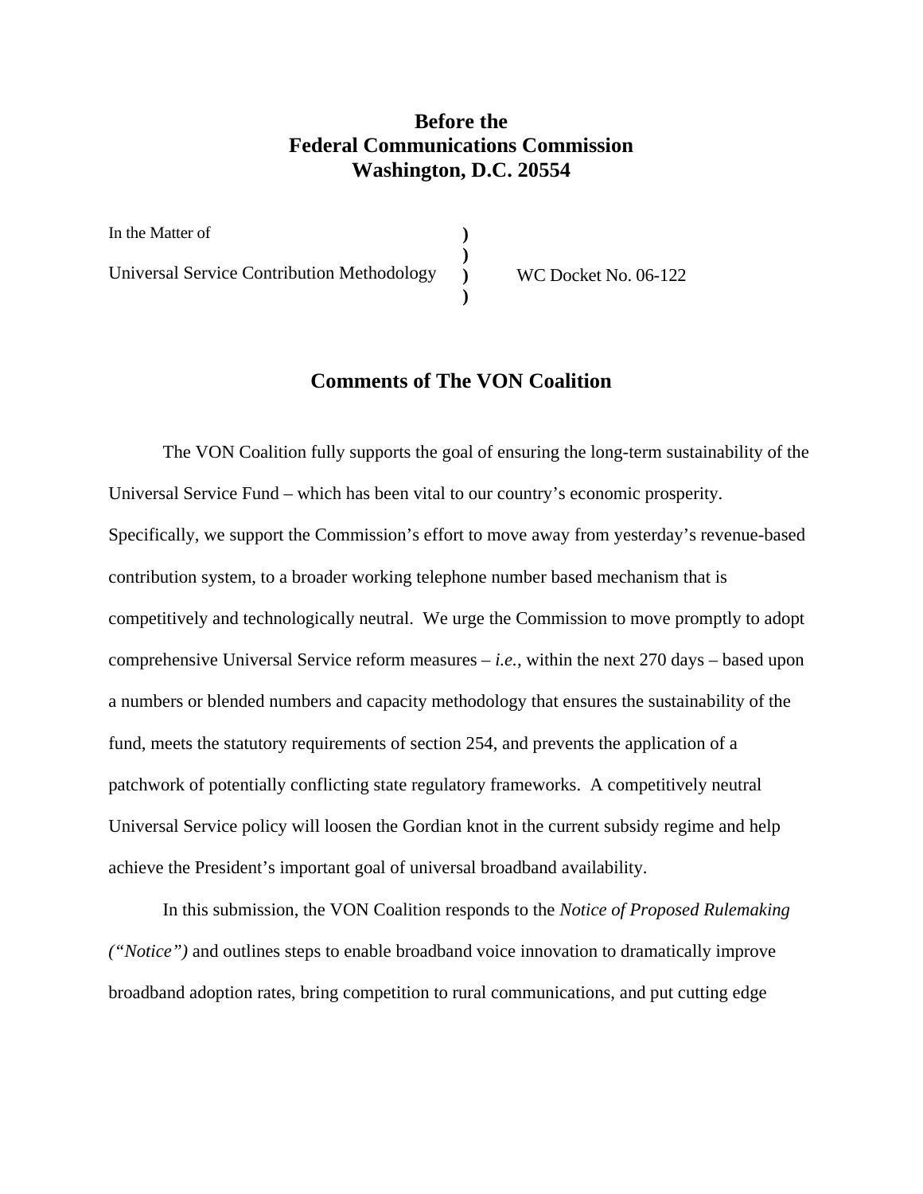**Before the**
**Federal Communications Commission**
**Washington, D.C. 20554**

| | | |
|---|---|---|
| In the Matter of | ) | |
| | ) | |
| Universal Service Contribution Methodology | ) | WC Docket No. 06-122 |
| | ) | |

## Comments of The VON Coalition

The VON Coalition fully supports the goal of ensuring the long-term sustainability of the Universal Service Fund – which has been vital to our country's economic prosperity. Specifically, we support the Commission's effort to move away from yesterday's revenue-based contribution system, to a broader working telephone number based mechanism that is competitively and technologically neutral. We urge the Commission to move promptly to adopt comprehensive Universal Service reform measures – *i.e.,* within the next 270 days – based upon a numbers or blended numbers and capacity methodology that ensures the sustainability of the fund, meets the statutory requirements of section 254, and prevents the application of a patchwork of potentially conflicting state regulatory frameworks. A competitively neutral Universal Service policy will loosen the Gordian knot in the current subsidy regime and help achieve the President's important goal of universal broadband availability.

In this submission, the VON Coalition responds to the *Notice of Proposed Rulemaking ("Notice")* and outlines steps to enable broadband voice innovation to dramatically improve broadband adoption rates, bring competition to rural communications, and put cutting edge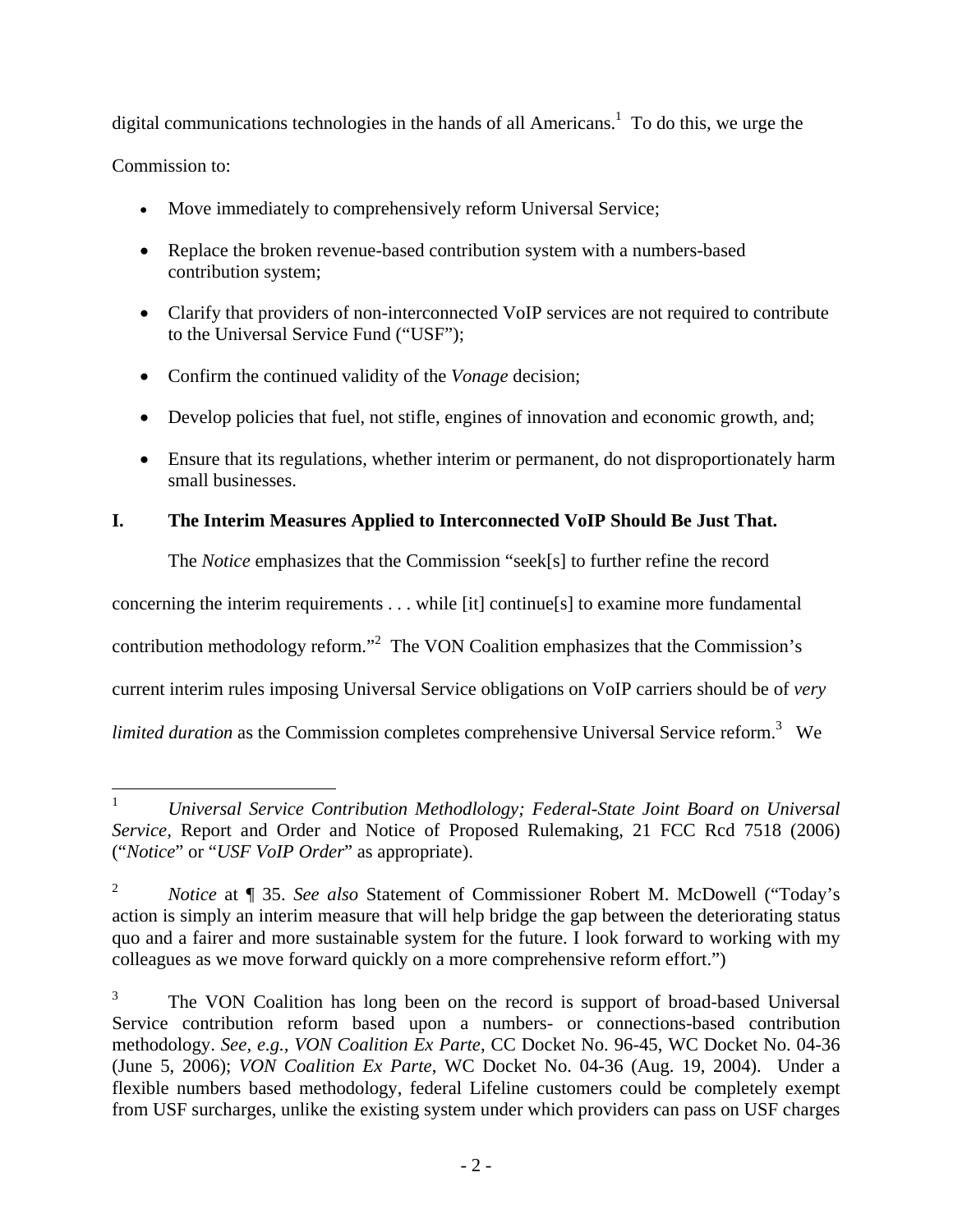digital communications technologies in the hands of all Americans.[1] To do this, we urge the Commission to:

- Move immediately to comprehensively reform Universal Service;
- Replace the broken revenue-based contribution system with a numbers-based contribution system;
- Clarify that providers of non-interconnected VoIP services are not required to contribute to the Universal Service Fund ("USF");
- Confirm the continued validity of the *Vonage* decision;
- Develop policies that fuel, not stifle, engines of innovation and economic growth, and;
- Ensure that its regulations, whether interim or permanent, do not disproportionately harm small businesses.

## I. The Interim Measures Applied to Interconnected VoIP Should Be Just That.

The *Notice* emphasizes that the Commission "seek[s] to further refine the record concerning the interim requirements . . . while [it] continue[s] to examine more fundamental contribution methodology reform."[2] The VON Coalition emphasizes that the Commission's current interim rules imposing Universal Service obligations on VoIP carriers should be of *very limited duration* as the Commission completes comprehensive Universal Service reform.[3] We

---

[1] *Universal Service Contribution Methodlology; Federal-State Joint Board on Universal Service*, Report and Order and Notice of Proposed Rulemaking, 21 FCC Rcd 7518 (2006) ("*Notice*" or "*USF VoIP Order*" as appropriate).

[2] *Notice* at ¶ 35. *See also* Statement of Commissioner Robert M. McDowell ("Today's action is simply an interim measure that will help bridge the gap between the deteriorating status quo and a fairer and more sustainable system for the future. I look forward to working with my colleagues as we move forward quickly on a more comprehensive reform effort.")

[3] The VON Coalition has long been on the record is support of broad-based Universal Service contribution reform based upon a numbers- or connections-based contribution methodology. *See, e.g.*, *VON Coalition Ex Parte*, CC Docket No. 96-45, WC Docket No. 04-36 (June 5, 2006); *VON Coalition Ex Parte*, WC Docket No. 04-36 (Aug. 19, 2004). Under a flexible numbers based methodology, federal Lifeline customers could be completely exempt from USF surcharges, unlike the existing system under which providers can pass on USF charges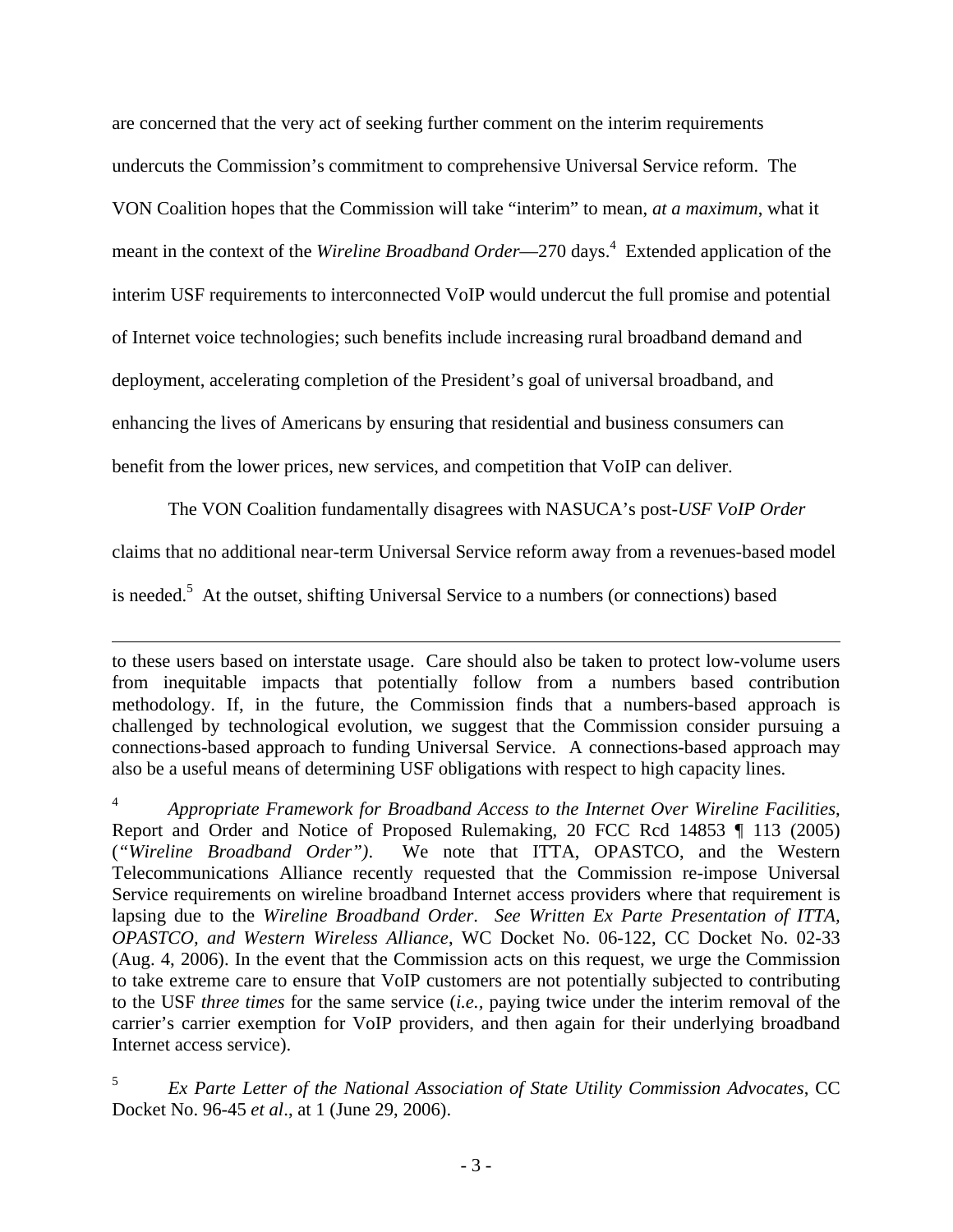are concerned that the very act of seeking further comment on the interim requirements undercuts the Commission's commitment to comprehensive Universal Service reform. The VON Coalition hopes that the Commission will take "interim" to mean, *at a maximum*, what it meant in the context of the *Wireline Broadband Order*—270 days.[4] Extended application of the interim USF requirements to interconnected VoIP would undercut the full promise and potential of Internet voice technologies; such benefits include increasing rural broadband demand and deployment, accelerating completion of the President's goal of universal broadband, and enhancing the lives of Americans by ensuring that residential and business consumers can benefit from the lower prices, new services, and competition that VoIP can deliver.

The VON Coalition fundamentally disagrees with NASUCA's post-*USF VoIP Order* claims that no additional near-term Universal Service reform away from a revenues-based model is needed.[5] At the outset, shifting Universal Service to a numbers (or connections) based

---

to these users based on interstate usage. Care should also be taken to protect low-volume users from inequitable impacts that potentially follow from a numbers based contribution methodology. If, in the future, the Commission finds that a numbers-based approach is challenged by technological evolution, we suggest that the Commission consider pursuing a connections-based approach to funding Universal Service. A connections-based approach may also be a useful means of determining USF obligations with respect to high capacity lines.

[4] *Appropriate Framework for Broadband Access to the Internet Over Wireline Facilities*, Report and Order and Notice of Proposed Rulemaking, 20 FCC Rcd 14853 ¶ 113 (2005) (*"Wireline Broadband Order")*. We note that ITTA, OPASTCO, and the Western Telecommunications Alliance recently requested that the Commission re-impose Universal Service requirements on wireline broadband Internet access providers where that requirement is lapsing due to the *Wireline Broadband Order*. *See Written Ex Parte Presentation of ITTA, OPASTCO, and Western Wireless Alliance*, WC Docket No. 06-122, CC Docket No. 02-33 (Aug. 4, 2006). In the event that the Commission acts on this request, we urge the Commission to take extreme care to ensure that VoIP customers are not potentially subjected to contributing to the USF *three times* for the same service (*i.e.*, paying twice under the interim removal of the carrier's carrier exemption for VoIP providers, and then again for their underlying broadband Internet access service).

[5] *Ex Parte Letter of the National Association of State Utility Commission Advocates*, CC Docket No. 96-45 *et al*., at 1 (June 29, 2006).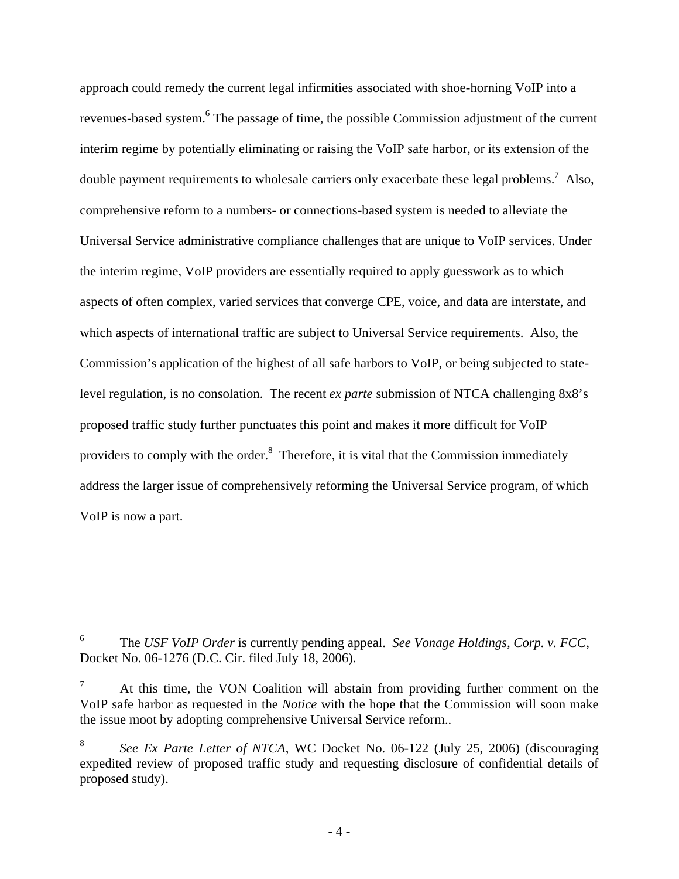approach could remedy the current legal infirmities associated with shoe-horning VoIP into a revenues-based system.[6] The passage of time, the possible Commission adjustment of the current interim regime by potentially eliminating or raising the VoIP safe harbor, or its extension of the double payment requirements to wholesale carriers only exacerbate these legal problems.[7] Also, comprehensive reform to a numbers- or connections-based system is needed to alleviate the Universal Service administrative compliance challenges that are unique to VoIP services. Under the interim regime, VoIP providers are essentially required to apply guesswork as to which aspects of often complex, varied services that converge CPE, voice, and data are interstate, and which aspects of international traffic are subject to Universal Service requirements. Also, the Commission's application of the highest of all safe harbors to VoIP, or being subjected to state-level regulation, is no consolation. The recent *ex parte* submission of NTCA challenging 8x8's proposed traffic study further punctuates this point and makes it more difficult for VoIP providers to comply with the order.[8] Therefore, it is vital that the Commission immediately address the larger issue of comprehensively reforming the Universal Service program, of which VoIP is now a part.

---

[6] The *USF VoIP Order* is currently pending appeal. *See Vonage Holdings, Corp. v. FCC*, Docket No. 06-1276 (D.C. Cir. filed July 18, 2006).

[7] At this time, the VON Coalition will abstain from providing further comment on the VoIP safe harbor as requested in the *Notice* with the hope that the Commission will soon make the issue moot by adopting comprehensive Universal Service reform..

[8] *See Ex Parte Letter of NTCA*, WC Docket No. 06-122 (July 25, 2006) (discouraging expedited review of proposed traffic study and requesting disclosure of confidential details of proposed study).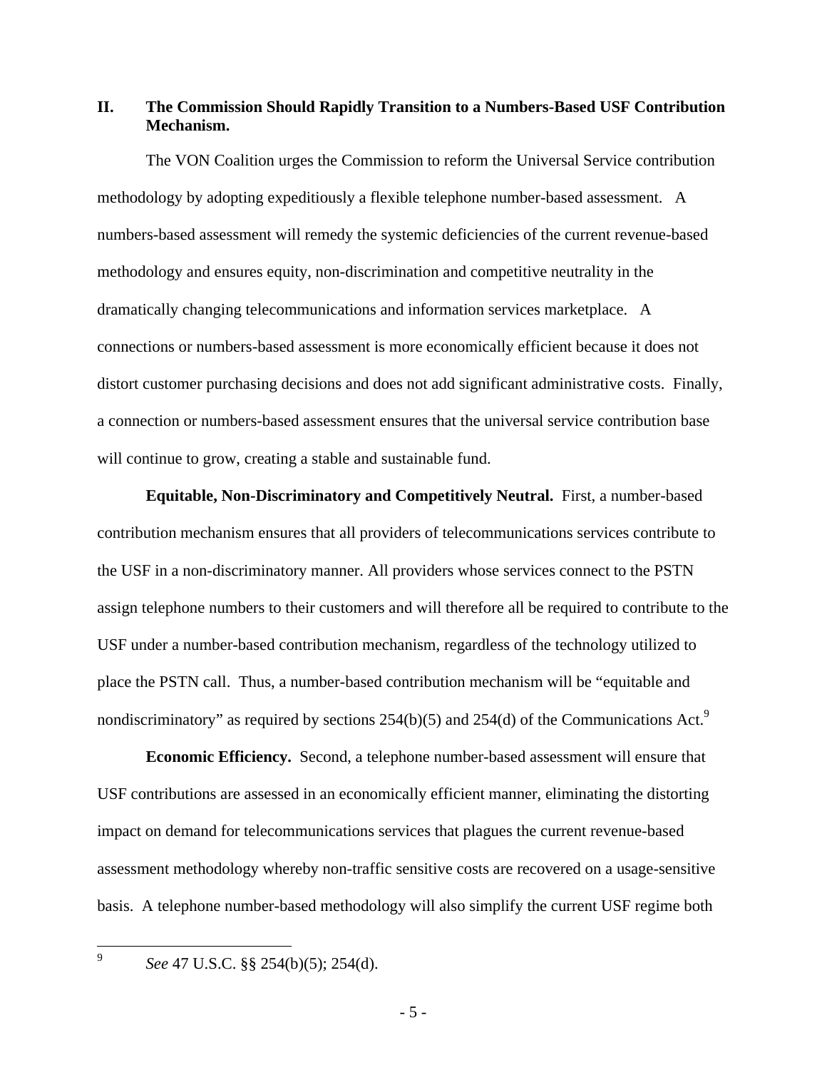## II. The Commission Should Rapidly Transition to a Numbers-Based USF Contribution Mechanism.

The VON Coalition urges the Commission to reform the Universal Service contribution methodology by adopting expeditiously a flexible telephone number-based assessment. A numbers-based assessment will remedy the systemic deficiencies of the current revenue-based methodology and ensures equity, non-discrimination and competitive neutrality in the dramatically changing telecommunications and information services marketplace. A connections or numbers-based assessment is more economically efficient because it does not distort customer purchasing decisions and does not add significant administrative costs. Finally, a connection or numbers-based assessment ensures that the universal service contribution base will continue to grow, creating a stable and sustainable fund.

**Equitable, Non-Discriminatory and Competitively Neutral.** First, a number-based contribution mechanism ensures that all providers of telecommunications services contribute to the USF in a non-discriminatory manner. All providers whose services connect to the PSTN assign telephone numbers to their customers and will therefore all be required to contribute to the USF under a number-based contribution mechanism, regardless of the technology utilized to place the PSTN call. Thus, a number-based contribution mechanism will be "equitable and nondiscriminatory" as required by sections 254(b)(5) and 254(d) of the Communications Act.[9]

**Economic Efficiency.** Second, a telephone number-based assessment will ensure that USF contributions are assessed in an economically efficient manner, eliminating the distorting impact on demand for telecommunications services that plagues the current revenue-based assessment methodology whereby non-traffic sensitive costs are recovered on a usage-sensitive basis. A telephone number-based methodology will also simplify the current USF regime both

---

[9] *See* 47 U.S.C. §§ 254(b)(5); 254(d).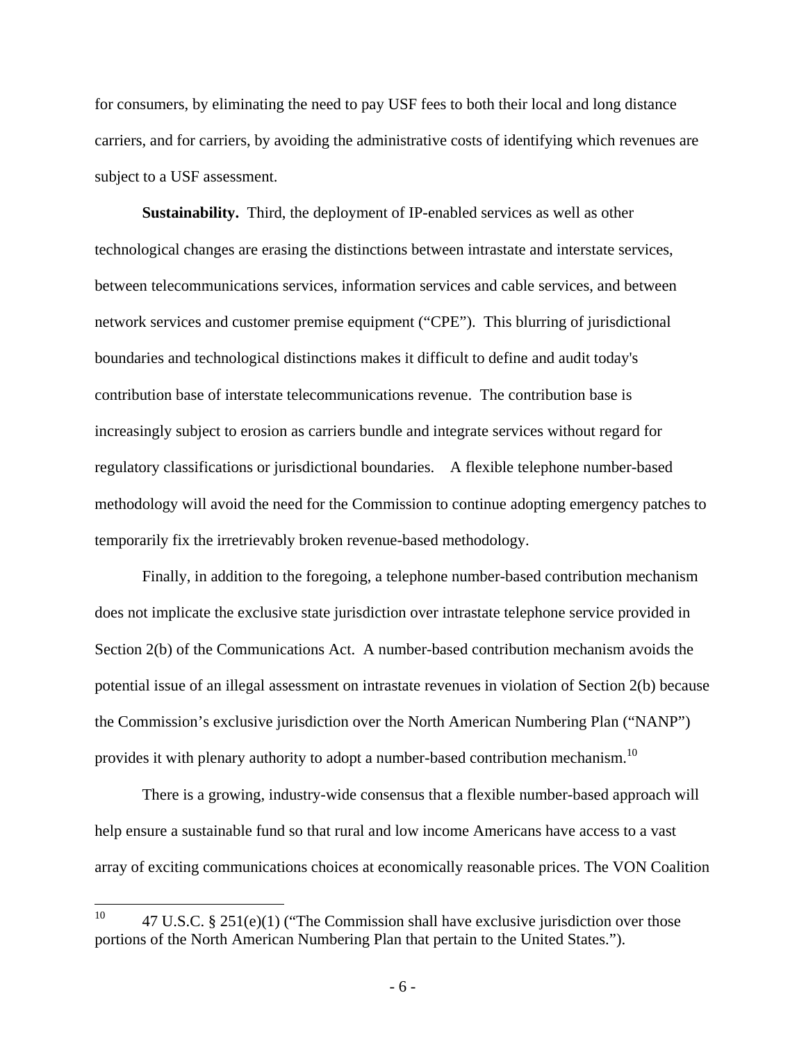for consumers, by eliminating the need to pay USF fees to both their local and long distance carriers, and for carriers, by avoiding the administrative costs of identifying which revenues are subject to a USF assessment.

**Sustainability.** Third, the deployment of IP-enabled services as well as other technological changes are erasing the distinctions between intrastate and interstate services, between telecommunications services, information services and cable services, and between network services and customer premise equipment ("CPE"). This blurring of jurisdictional boundaries and technological distinctions makes it difficult to define and audit today's contribution base of interstate telecommunications revenue. The contribution base is increasingly subject to erosion as carriers bundle and integrate services without regard for regulatory classifications or jurisdictional boundaries. A flexible telephone number-based methodology will avoid the need for the Commission to continue adopting emergency patches to temporarily fix the irretrievably broken revenue-based methodology.

Finally, in addition to the foregoing, a telephone number-based contribution mechanism does not implicate the exclusive state jurisdiction over intrastate telephone service provided in Section 2(b) of the Communications Act. A number-based contribution mechanism avoids the potential issue of an illegal assessment on intrastate revenues in violation of Section 2(b) because the Commission's exclusive jurisdiction over the North American Numbering Plan ("NANP") provides it with plenary authority to adopt a number-based contribution mechanism.[10]

There is a growing, industry-wide consensus that a flexible number-based approach will help ensure a sustainable fund so that rural and low income Americans have access to a vast array of exciting communications choices at economically reasonable prices. The VON Coalition

---

[10] 47 U.S.C. § 251(e)(1) ("The Commission shall have exclusive jurisdiction over those portions of the North American Numbering Plan that pertain to the United States.").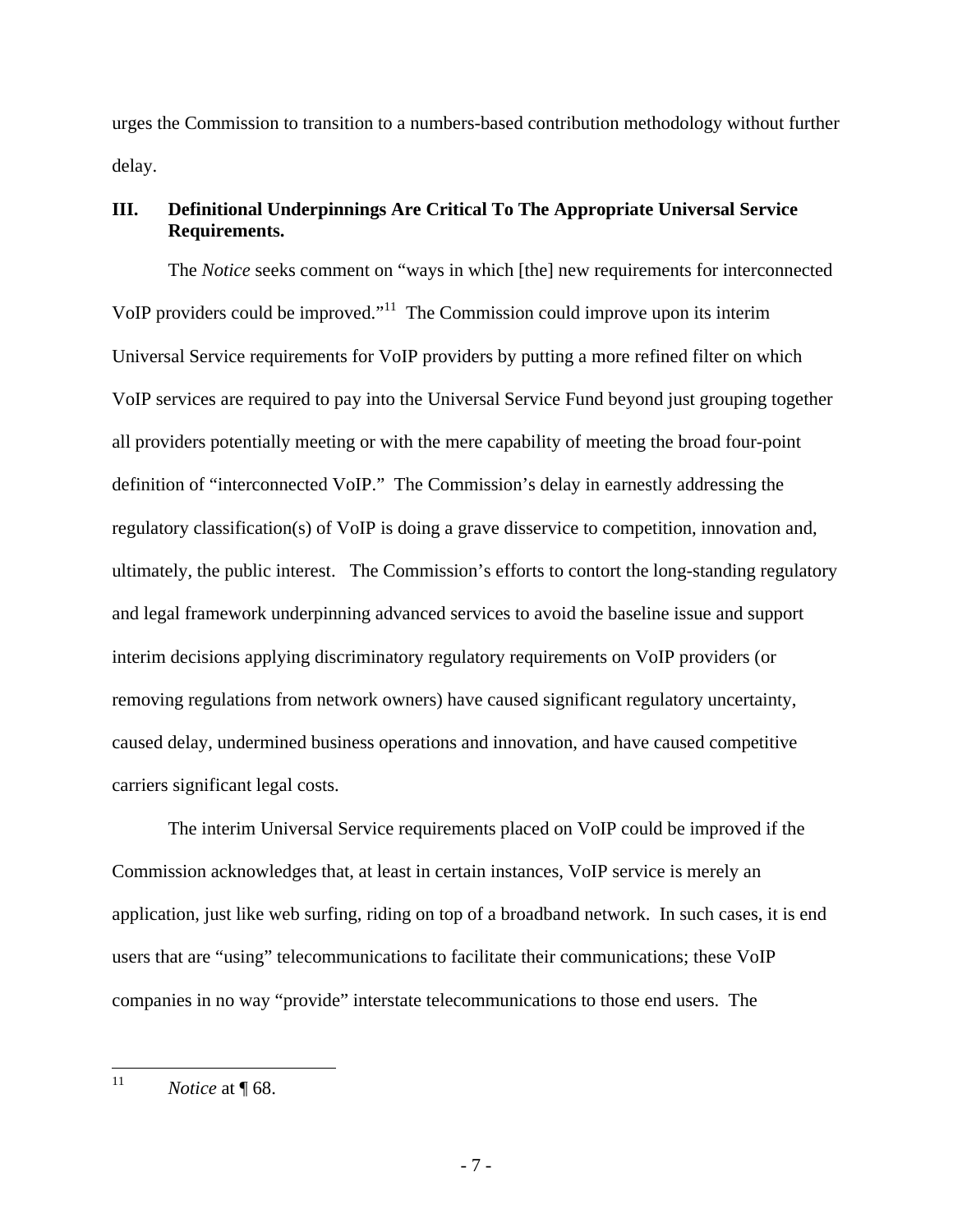urges the Commission to transition to a numbers-based contribution methodology without further delay.

## III. Definitional Underpinnings Are Critical To The Appropriate Universal Service Requirements.

The *Notice* seeks comment on "ways in which [the] new requirements for interconnected VoIP providers could be improved."[11] The Commission could improve upon its interim Universal Service requirements for VoIP providers by putting a more refined filter on which VoIP services are required to pay into the Universal Service Fund beyond just grouping together all providers potentially meeting or with the mere capability of meeting the broad four-point definition of "interconnected VoIP." The Commission's delay in earnestly addressing the regulatory classification(s) of VoIP is doing a grave disservice to competition, innovation and, ultimately, the public interest. The Commission's efforts to contort the long-standing regulatory and legal framework underpinning advanced services to avoid the baseline issue and support interim decisions applying discriminatory regulatory requirements on VoIP providers (or removing regulations from network owners) have caused significant regulatory uncertainty, caused delay, undermined business operations and innovation, and have caused competitive carriers significant legal costs.

The interim Universal Service requirements placed on VoIP could be improved if the Commission acknowledges that, at least in certain instances, VoIP service is merely an application, just like web surfing, riding on top of a broadband network. In such cases, it is end users that are "using" telecommunications to facilitate their communications; these VoIP companies in no way "provide" interstate telecommunications to those end users. The

---

[11] *Notice* at ¶ 68.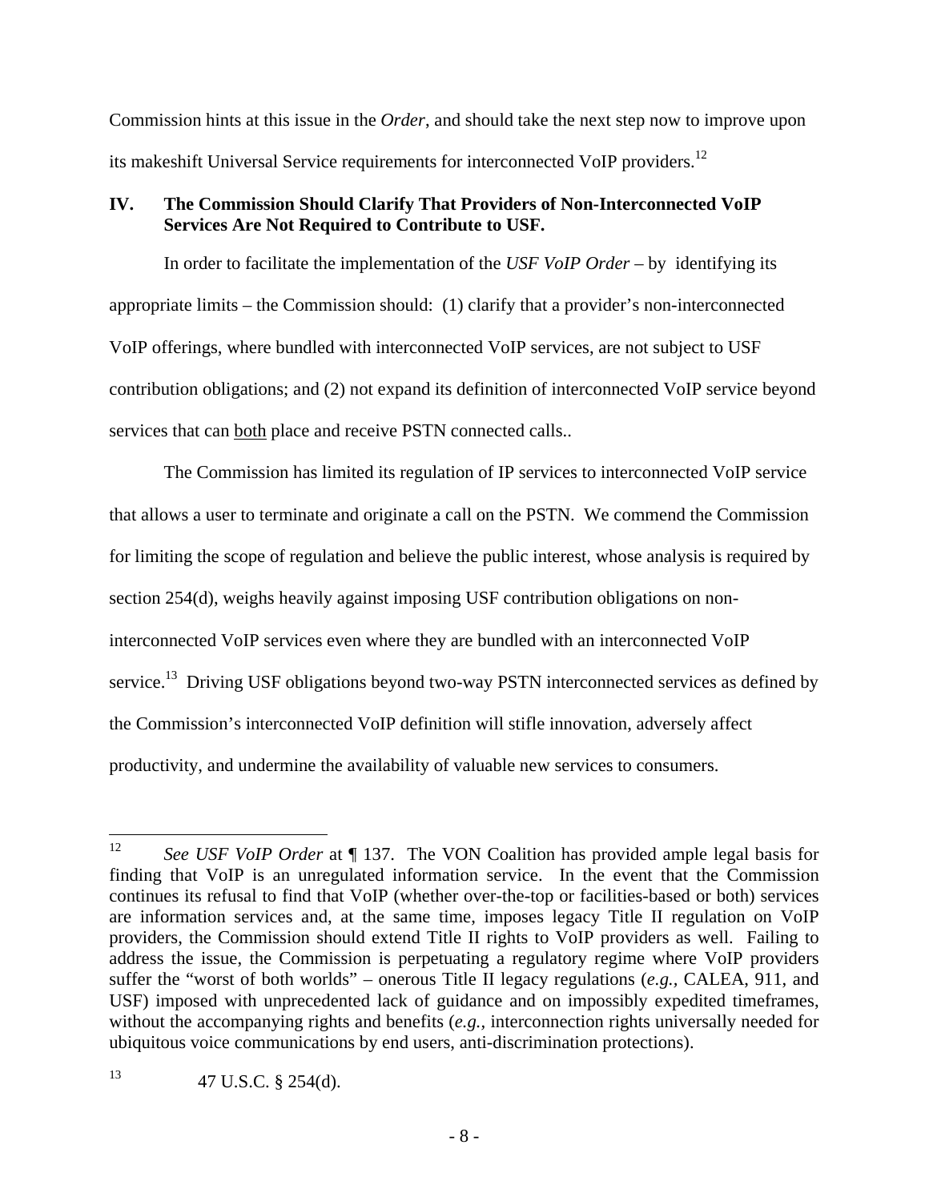Commission hints at this issue in the *Order*, and should take the next step now to improve upon its makeshift Universal Service requirements for interconnected VoIP providers.[12]

## IV. The Commission Should Clarify That Providers of Non-Interconnected VoIP Services Are Not Required to Contribute to USF.

In order to facilitate the implementation of the *USF VoIP Order* – by identifying its appropriate limits – the Commission should: (1) clarify that a provider's non-interconnected VoIP offerings, where bundled with interconnected VoIP services, are not subject to USF contribution obligations; and (2) not expand its definition of interconnected VoIP service beyond services that can <u>both</u> place and receive PSTN connected calls..

The Commission has limited its regulation of IP services to interconnected VoIP service that allows a user to terminate and originate a call on the PSTN. We commend the Commission for limiting the scope of regulation and believe the public interest, whose analysis is required by section 254(d), weighs heavily against imposing USF contribution obligations on non-interconnected VoIP services even where they are bundled with an interconnected VoIP service.[13] Driving USF obligations beyond two-way PSTN interconnected services as defined by the Commission's interconnected VoIP definition will stifle innovation, adversely affect productivity, and undermine the availability of valuable new services to consumers.

---

[12] *See USF VoIP Order* at ¶ 137. The VON Coalition has provided ample legal basis for finding that VoIP is an unregulated information service. In the event that the Commission continues its refusal to find that VoIP (whether over-the-top or facilities-based or both) services are information services and, at the same time, imposes legacy Title II regulation on VoIP providers, the Commission should extend Title II rights to VoIP providers as well. Failing to address the issue, the Commission is perpetuating a regulatory regime where VoIP providers suffer the "worst of both worlds" – onerous Title II legacy regulations (*e.g.*, CALEA, 911, and USF) imposed with unprecedented lack of guidance and on impossibly expedited timeframes, without the accompanying rights and benefits (*e.g.*, interconnection rights universally needed for ubiquitous voice communications by end users, anti-discrimination protections).

[13] 47 U.S.C. § 254(d).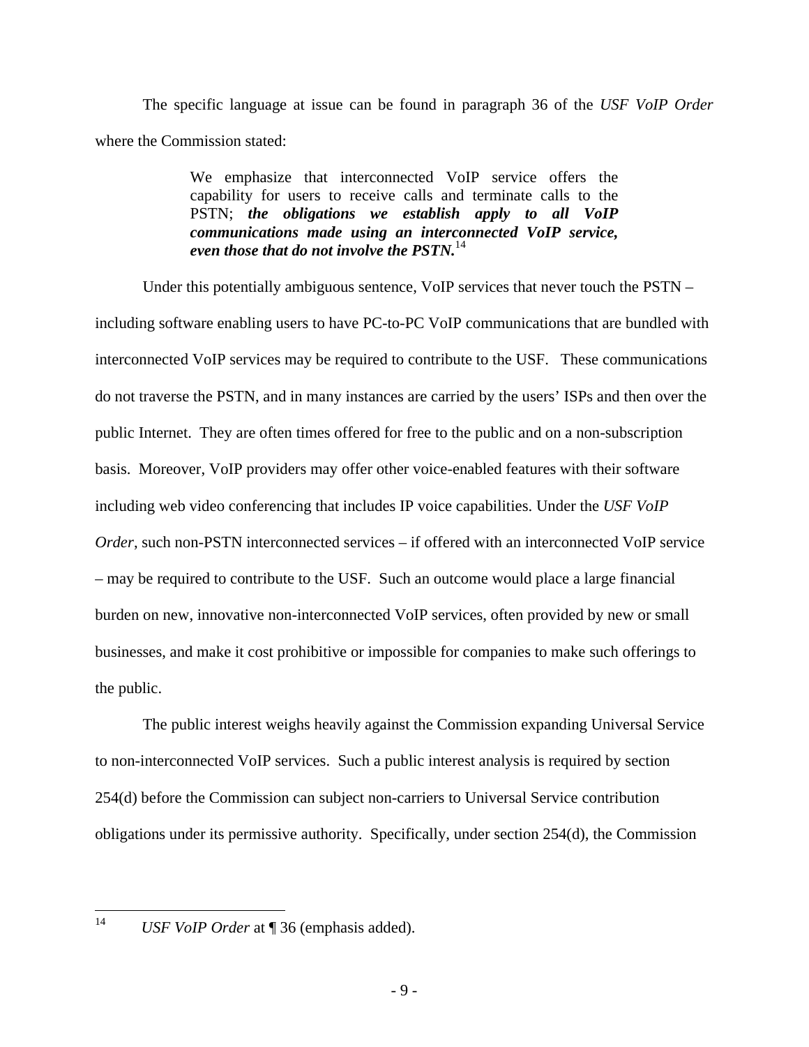The specific language at issue can be found in paragraph 36 of the *USF VoIP Order* where the Commission stated:

> We emphasize that interconnected VoIP service offers the capability for users to receive calls and terminate calls to the PSTN; ***the obligations we establish apply to all VoIP communications made using an interconnected VoIP service, even those that do not involve the PSTN.***[14]

Under this potentially ambiguous sentence, VoIP services that never touch the PSTN – including software enabling users to have PC-to-PC VoIP communications that are bundled with interconnected VoIP services may be required to contribute to the USF. These communications do not traverse the PSTN, and in many instances are carried by the users' ISPs and then over the public Internet. They are often times offered for free to the public and on a non-subscription basis. Moreover, VoIP providers may offer other voice-enabled features with their software including web video conferencing that includes IP voice capabilities. Under the *USF VoIP Order*, such non-PSTN interconnected services – if offered with an interconnected VoIP service – may be required to contribute to the USF. Such an outcome would place a large financial burden on new, innovative non-interconnected VoIP services, often provided by new or small businesses, and make it cost prohibitive or impossible for companies to make such offerings to the public.

The public interest weighs heavily against the Commission expanding Universal Service to non-interconnected VoIP services. Such a public interest analysis is required by section 254(d) before the Commission can subject non-carriers to Universal Service contribution obligations under its permissive authority. Specifically, under section 254(d), the Commission

---

[14] *USF VoIP Order* at ¶ 36 (emphasis added).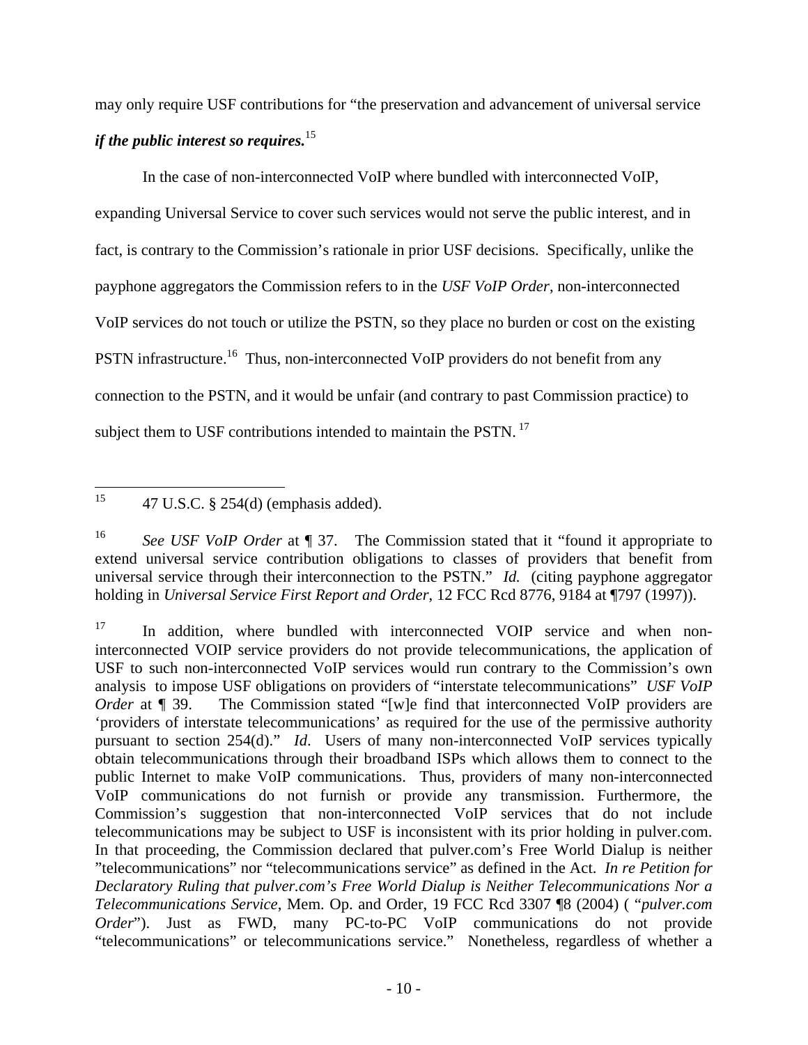may only require USF contributions for "the preservation and advancement of universal service ***if the public interest so requires.***[15]

In the case of non-interconnected VoIP where bundled with interconnected VoIP, expanding Universal Service to cover such services would not serve the public interest, and in fact, is contrary to the Commission's rationale in prior USF decisions. Specifically, unlike the payphone aggregators the Commission refers to in the *USF VoIP Order*, non-interconnected VoIP services do not touch or utilize the PSTN, so they place no burden or cost on the existing PSTN infrastructure.[16] Thus, non-interconnected VoIP providers do not benefit from any connection to the PSTN, and it would be unfair (and contrary to past Commission practice) to subject them to USF contributions intended to maintain the PSTN.[17]

---

[15] 47 U.S.C. § 254(d) (emphasis added).

[16] *See USF VoIP Order* at ¶ 37. The Commission stated that it "found it appropriate to extend universal service contribution obligations to classes of providers that benefit from universal service through their interconnection to the PSTN." *Id.* (citing payphone aggregator holding in *Universal Service First Report and Order*, 12 FCC Rcd 8776, 9184 at ¶797 (1997)).

[17] In addition, where bundled with interconnected VOIP service and when non-interconnected VOIP service providers do not provide telecommunications, the application of USF to such non-interconnected VoIP services would run contrary to the Commission's own analysis to impose USF obligations on providers of "interstate telecommunications" *USF VoIP Order* at ¶ 39. The Commission stated "[w]e find that interconnected VoIP providers are 'providers of interstate telecommunications' as required for the use of the permissive authority pursuant to section 254(d)." *Id*. Users of many non-interconnected VoIP services typically obtain telecommunications through their broadband ISPs which allows them to connect to the public Internet to make VoIP communications. Thus, providers of many non-interconnected VoIP communications do not furnish or provide any transmission. Furthermore, the Commission's suggestion that non-interconnected VoIP services that do not include telecommunications may be subject to USF is inconsistent with its prior holding in pulver.com. In that proceeding, the Commission declared that pulver.com's Free World Dialup is neither "telecommunications" nor "telecommunications service" as defined in the Act. *In re Petition for Declaratory Ruling that pulver.com's Free World Dialup is Neither Telecommunications Nor a Telecommunications Service*, Mem. Op. and Order, 19 FCC Rcd 3307 ¶8 (2004) ( "*pulver.com Order*"). Just as FWD, many PC-to-PC VoIP communications do not provide "telecommunications" or telecommunications service." Nonetheless, regardless of whether a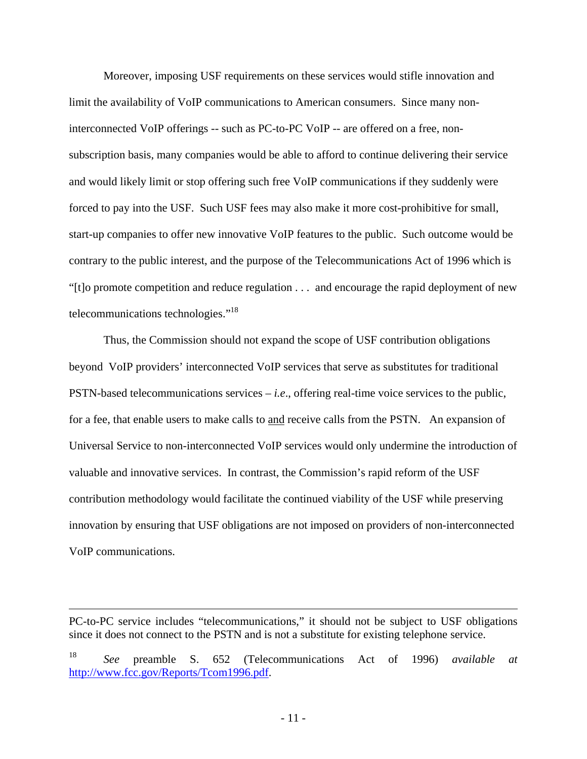Moreover, imposing USF requirements on these services would stifle innovation and limit the availability of VoIP communications to American consumers. Since many non-interconnected VoIP offerings -- such as PC-to-PC VoIP -- are offered on a free, non-subscription basis, many companies would be able to afford to continue delivering their service and would likely limit or stop offering such free VoIP communications if they suddenly were forced to pay into the USF. Such USF fees may also make it more cost-prohibitive for small, start-up companies to offer new innovative VoIP features to the public. Such outcome would be contrary to the public interest, and the purpose of the Telecommunications Act of 1996 which is "[t]o promote competition and reduce regulation . . . and encourage the rapid deployment of new telecommunications technologies."[18]

Thus, the Commission should not expand the scope of USF contribution obligations beyond VoIP providers' interconnected VoIP services that serve as substitutes for traditional PSTN-based telecommunications services – *i.e*., offering real-time voice services to the public, for a fee, that enable users to make calls to <u>and</u> receive calls from the PSTN. An expansion of Universal Service to non-interconnected VoIP services would only undermine the introduction of valuable and innovative services. In contrast, the Commission's rapid reform of the USF contribution methodology would facilitate the continued viability of the USF while preserving innovation by ensuring that USF obligations are not imposed on providers of non-interconnected VoIP communications.

---

PC-to-PC service includes "telecommunications," it should not be subject to USF obligations since it does not connect to the PSTN and is not a substitute for existing telephone service.

[18] *See* preamble S. 652 (Telecommunications Act of 1996) *available at* http://www.fcc.gov/Reports/Tcom1996.pdf.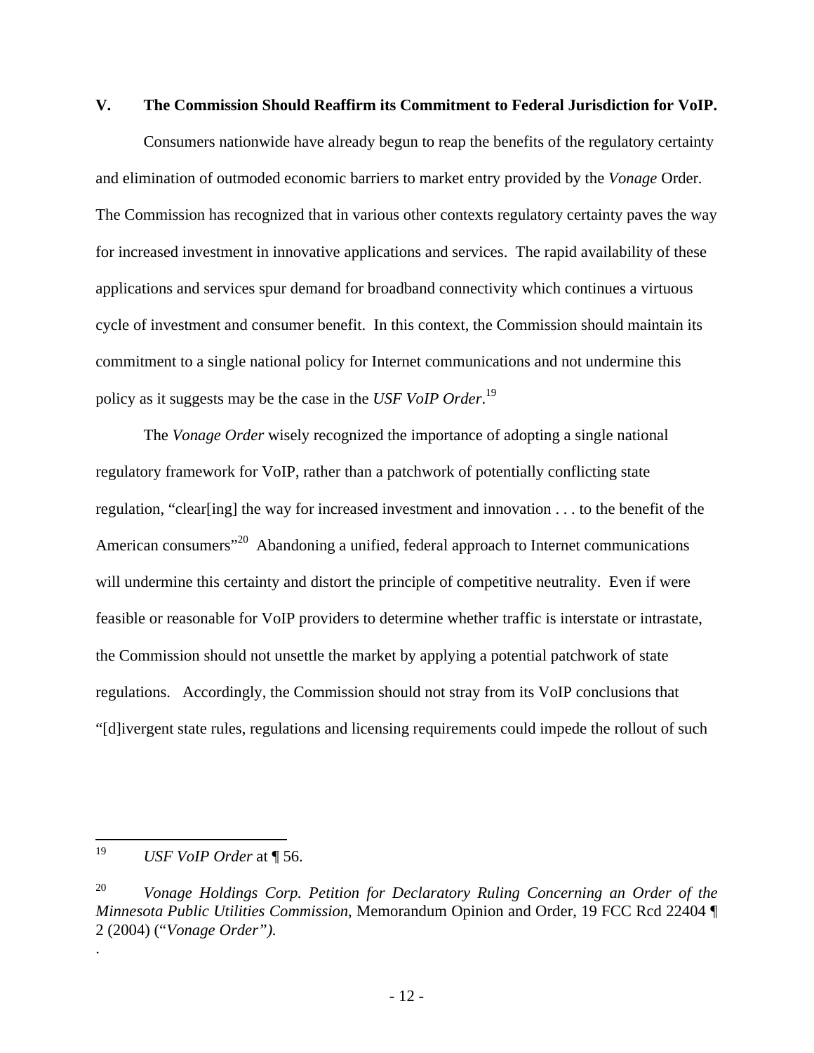## V. The Commission Should Reaffirm its Commitment to Federal Jurisdiction for VoIP.

Consumers nationwide have already begun to reap the benefits of the regulatory certainty and elimination of outmoded economic barriers to market entry provided by the *Vonage* Order. The Commission has recognized that in various other contexts regulatory certainty paves the way for increased investment in innovative applications and services. The rapid availability of these applications and services spur demand for broadband connectivity which continues a virtuous cycle of investment and consumer benefit. In this context, the Commission should maintain its commitment to a single national policy for Internet communications and not undermine this policy as it suggests may be the case in the *USF VoIP Order*.[19]

The *Vonage Order* wisely recognized the importance of adopting a single national regulatory framework for VoIP, rather than a patchwork of potentially conflicting state regulation, "clear[ing] the way for increased investment and innovation . . . to the benefit of the American consumers"[20] Abandoning a unified, federal approach to Internet communications will undermine this certainty and distort the principle of competitive neutrality. Even if were feasible or reasonable for VoIP providers to determine whether traffic is interstate or intrastate, the Commission should not unsettle the market by applying a potential patchwork of state regulations. Accordingly, the Commission should not stray from its VoIP conclusions that "[d]ivergent state rules, regulations and licensing requirements could impede the rollout of such

---

[19] *USF VoIP Order* at ¶ 56.

[20] *Vonage Holdings Corp. Petition for Declaratory Ruling Concerning an Order of the Minnesota Public Utilities Commission*, Memorandum Opinion and Order, 19 FCC Rcd 22404 ¶ 2 (2004) ("*Vonage Order").*

.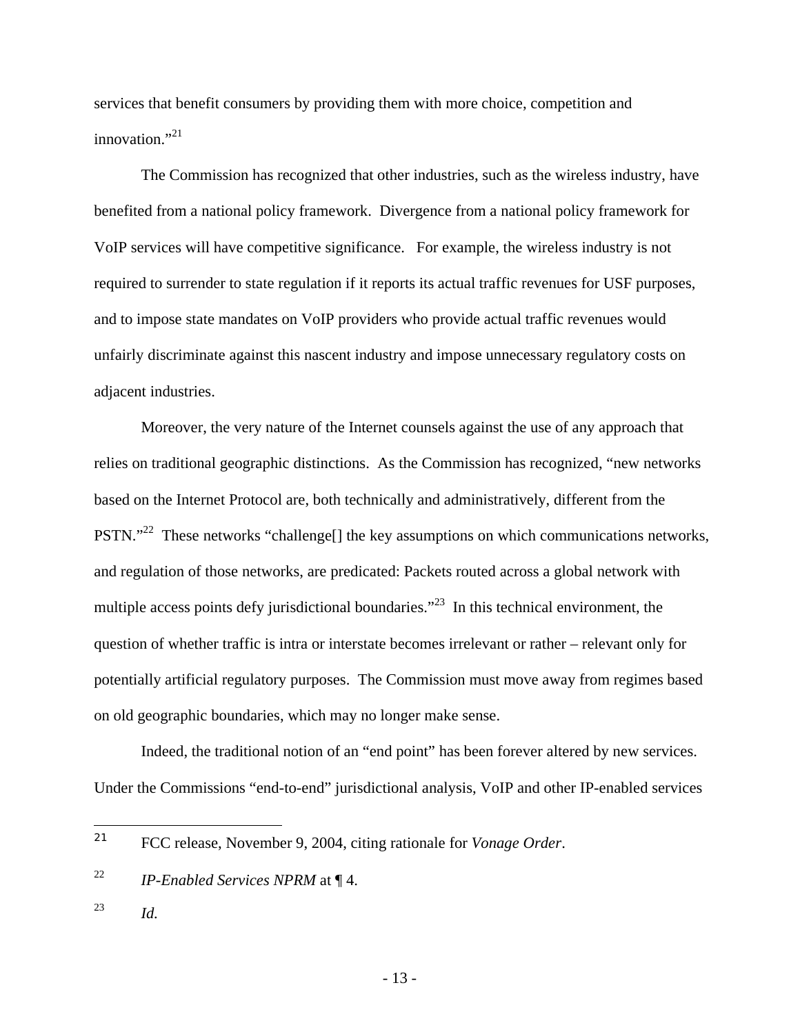services that benefit consumers by providing them with more choice, competition and innovation."[21]

The Commission has recognized that other industries, such as the wireless industry, have benefited from a national policy framework. Divergence from a national policy framework for VoIP services will have competitive significance. For example, the wireless industry is not required to surrender to state regulation if it reports its actual traffic revenues for USF purposes, and to impose state mandates on VoIP providers who provide actual traffic revenues would unfairly discriminate against this nascent industry and impose unnecessary regulatory costs on adjacent industries.

Moreover, the very nature of the Internet counsels against the use of any approach that relies on traditional geographic distinctions. As the Commission has recognized, "new networks based on the Internet Protocol are, both technically and administratively, different from the PSTN."[22] These networks "challenge[] the key assumptions on which communications networks, and regulation of those networks, are predicated: Packets routed across a global network with multiple access points defy jurisdictional boundaries."[23] In this technical environment, the question of whether traffic is intra or interstate becomes irrelevant or rather – relevant only for potentially artificial regulatory purposes. The Commission must move away from regimes based on old geographic boundaries, which may no longer make sense.

Indeed, the traditional notion of an "end point" has been forever altered by new services. Under the Commissions "end-to-end" jurisdictional analysis, VoIP and other IP-enabled services

---

[21] FCC release, November 9, 2004, citing rationale for *Vonage Order*.

[22] *IP-Enabled Services NPRM* at ¶ 4.

[23] *Id.*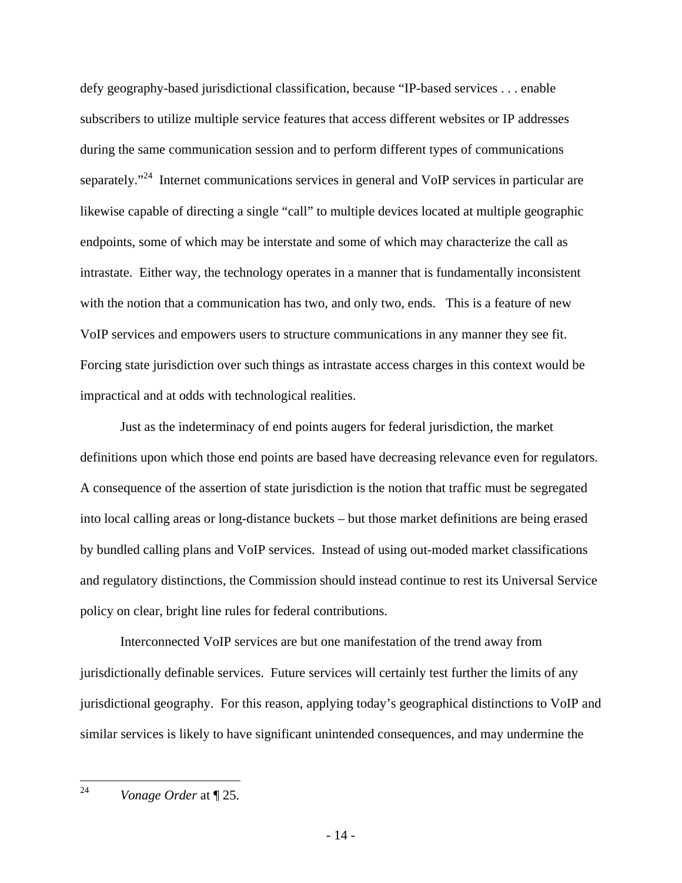defy geography-based jurisdictional classification, because "IP-based services . . . enable subscribers to utilize multiple service features that access different websites or IP addresses during the same communication session and to perform different types of communications separately."[24] Internet communications services in general and VoIP services in particular are likewise capable of directing a single "call" to multiple devices located at multiple geographic endpoints, some of which may be interstate and some of which may characterize the call as intrastate. Either way, the technology operates in a manner that is fundamentally inconsistent with the notion that a communication has two, and only two, ends. This is a feature of new VoIP services and empowers users to structure communications in any manner they see fit. Forcing state jurisdiction over such things as intrastate access charges in this context would be impractical and at odds with technological realities.

Just as the indeterminacy of end points augers for federal jurisdiction, the market definitions upon which those end points are based have decreasing relevance even for regulators. A consequence of the assertion of state jurisdiction is the notion that traffic must be segregated into local calling areas or long-distance buckets – but those market definitions are being erased by bundled calling plans and VoIP services. Instead of using out-moded market classifications and regulatory distinctions, the Commission should instead continue to rest its Universal Service policy on clear, bright line rules for federal contributions.

Interconnected VoIP services are but one manifestation of the trend away from jurisdictionally definable services. Future services will certainly test further the limits of any jurisdictional geography. For this reason, applying today's geographical distinctions to VoIP and similar services is likely to have significant unintended consequences, and may undermine the

---

[24] *Vonage Order* at ¶ 25.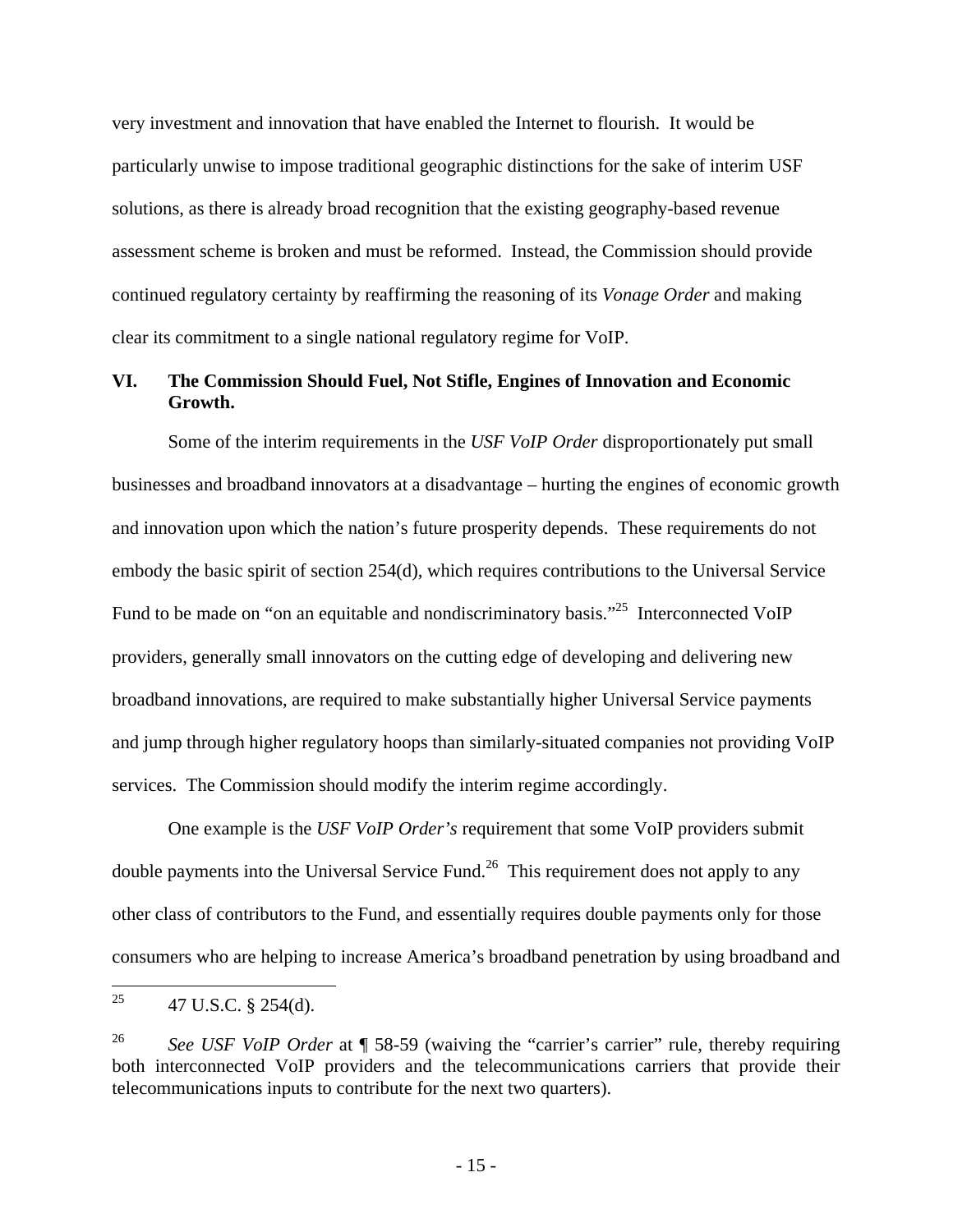very investment and innovation that have enabled the Internet to flourish. It would be particularly unwise to impose traditional geographic distinctions for the sake of interim USF solutions, as there is already broad recognition that the existing geography-based revenue assessment scheme is broken and must be reformed. Instead, the Commission should provide continued regulatory certainty by reaffirming the reasoning of its *Vonage Order* and making clear its commitment to a single national regulatory regime for VoIP.

## VI. The Commission Should Fuel, Not Stifle, Engines of Innovation and Economic Growth.

Some of the interim requirements in the *USF VoIP Order* disproportionately put small businesses and broadband innovators at a disadvantage – hurting the engines of economic growth and innovation upon which the nation's future prosperity depends. These requirements do not embody the basic spirit of section 254(d), which requires contributions to the Universal Service Fund to be made on "on an equitable and nondiscriminatory basis."[25] Interconnected VoIP providers, generally small innovators on the cutting edge of developing and delivering new broadband innovations, are required to make substantially higher Universal Service payments and jump through higher regulatory hoops than similarly-situated companies not providing VoIP services. The Commission should modify the interim regime accordingly.

One example is the *USF VoIP Order's* requirement that some VoIP providers submit double payments into the Universal Service Fund.[26] This requirement does not apply to any other class of contributors to the Fund, and essentially requires double payments only for those consumers who are helping to increase America's broadband penetration by using broadband and

---

[25] 47 U.S.C. § 254(d).

[26] *See USF VoIP Order* at ¶ 58-59 (waiving the "carrier's carrier" rule, thereby requiring both interconnected VoIP providers and the telecommunications carriers that provide their telecommunications inputs to contribute for the next two quarters).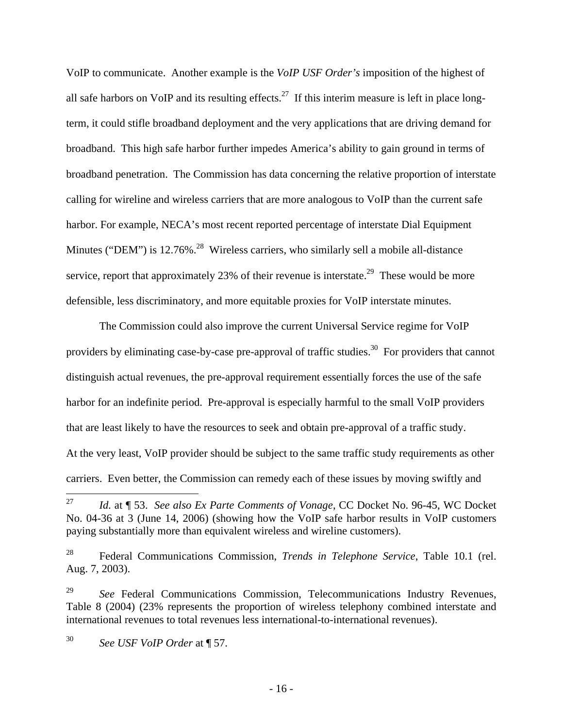VoIP to communicate. Another example is the *VoIP USF Order's* imposition of the highest of all safe harbors on VoIP and its resulting effects.[27] If this interim measure is left in place long-term, it could stifle broadband deployment and the very applications that are driving demand for broadband. This high safe harbor further impedes America's ability to gain ground in terms of broadband penetration. The Commission has data concerning the relative proportion of interstate calling for wireline and wireless carriers that are more analogous to VoIP than the current safe harbor. For example, NECA's most recent reported percentage of interstate Dial Equipment Minutes ("DEM") is 12.76%.[28] Wireless carriers, who similarly sell a mobile all-distance service, report that approximately 23% of their revenue is interstate.[29] These would be more defensible, less discriminatory, and more equitable proxies for VoIP interstate minutes.

The Commission could also improve the current Universal Service regime for VoIP providers by eliminating case-by-case pre-approval of traffic studies.[30] For providers that cannot distinguish actual revenues, the pre-approval requirement essentially forces the use of the safe harbor for an indefinite period. Pre-approval is especially harmful to the small VoIP providers that are least likely to have the resources to seek and obtain pre-approval of a traffic study. At the very least, VoIP provider should be subject to the same traffic study requirements as other carriers. Even better, the Commission can remedy each of these issues by moving swiftly and

---

[27] *Id.* at ¶ 53. *See also Ex Parte Comments of Vonage*, CC Docket No. 96-45, WC Docket No. 04-36 at 3 (June 14, 2006) (showing how the VoIP safe harbor results in VoIP customers paying substantially more than equivalent wireless and wireline customers).

[28] Federal Communications Commission, *Trends in Telephone Service*, Table 10.1 (rel. Aug. 7, 2003).

[29] *See* Federal Communications Commission, Telecommunications Industry Revenues, Table 8 (2004) (23% represents the proportion of wireless telephony combined interstate and international revenues to total revenues less international-to-international revenues).

[30] *See USF VoIP Order* at ¶ 57.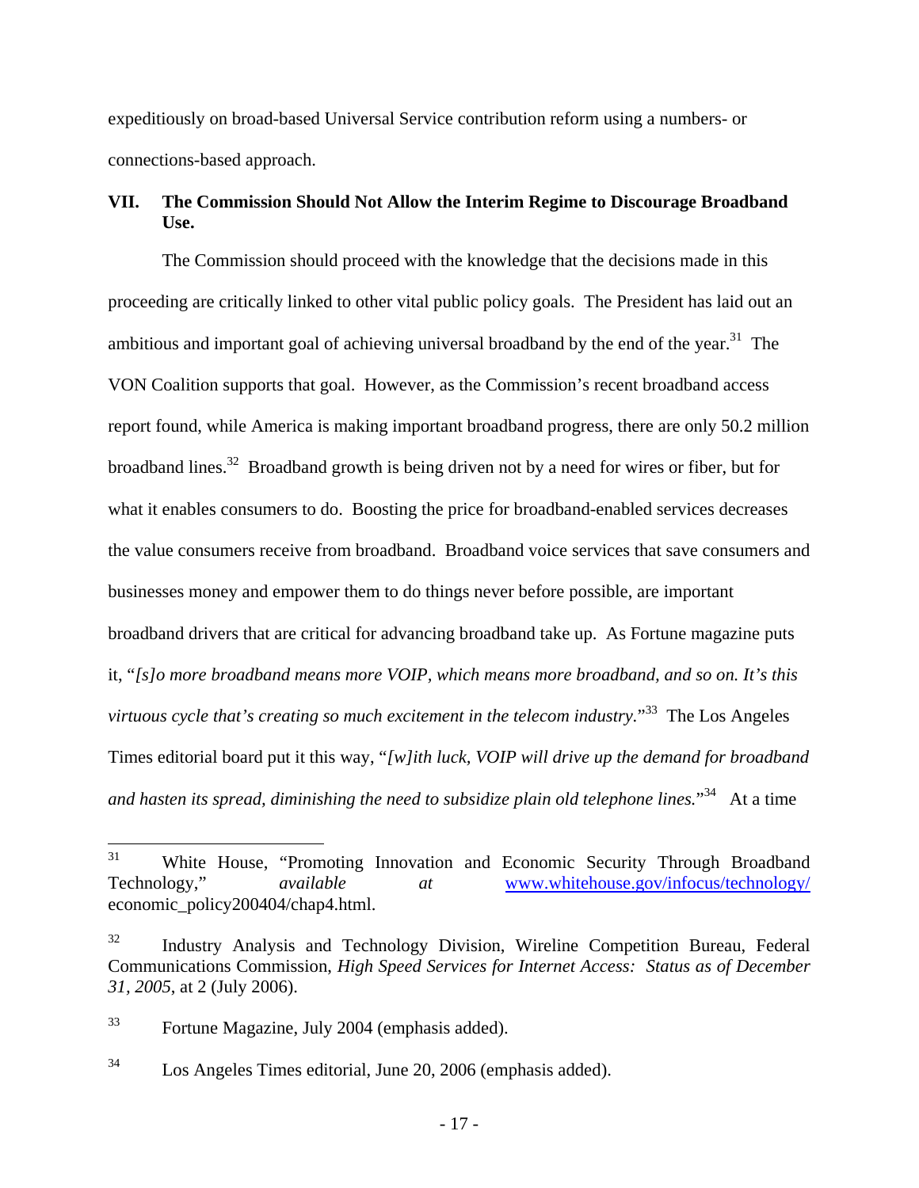expeditiously on broad-based Universal Service contribution reform using a numbers- or connections-based approach.

## VII. The Commission Should Not Allow the Interim Regime to Discourage Broadband Use.

The Commission should proceed with the knowledge that the decisions made in this proceeding are critically linked to other vital public policy goals. The President has laid out an ambitious and important goal of achieving universal broadband by the end of the year.[31] The VON Coalition supports that goal. However, as the Commission's recent broadband access report found, while America is making important broadband progress, there are only 50.2 million broadband lines.[32] Broadband growth is being driven not by a need for wires or fiber, but for what it enables consumers to do. Boosting the price for broadband-enabled services decreases the value consumers receive from broadband. Broadband voice services that save consumers and businesses money and empower them to do things never before possible, are important broadband drivers that are critical for advancing broadband take up. As Fortune magazine puts it, "*[s]o more broadband means more VOIP, which means more broadband, and so on. It's this virtuous cycle that's creating so much excitement in the telecom industry.*"[33] The Los Angeles Times editorial board put it this way, "*[w]ith luck, VOIP will drive up the demand for broadband and hasten its spread, diminishing the need to subsidize plain old telephone lines.*"[34] At a time

---

[31] White House, "Promoting Innovation and Economic Security Through Broadband Technology," *available at* www.whitehouse.gov/infocus/technology/economic_policy200404/chap4.html.

[32] Industry Analysis and Technology Division, Wireline Competition Bureau, Federal Communications Commission, *High Speed Services for Internet Access: Status as of December 31, 2005*, at 2 (July 2006).

[33] Fortune Magazine, July 2004 (emphasis added).

[34] Los Angeles Times editorial, June 20, 2006 (emphasis added).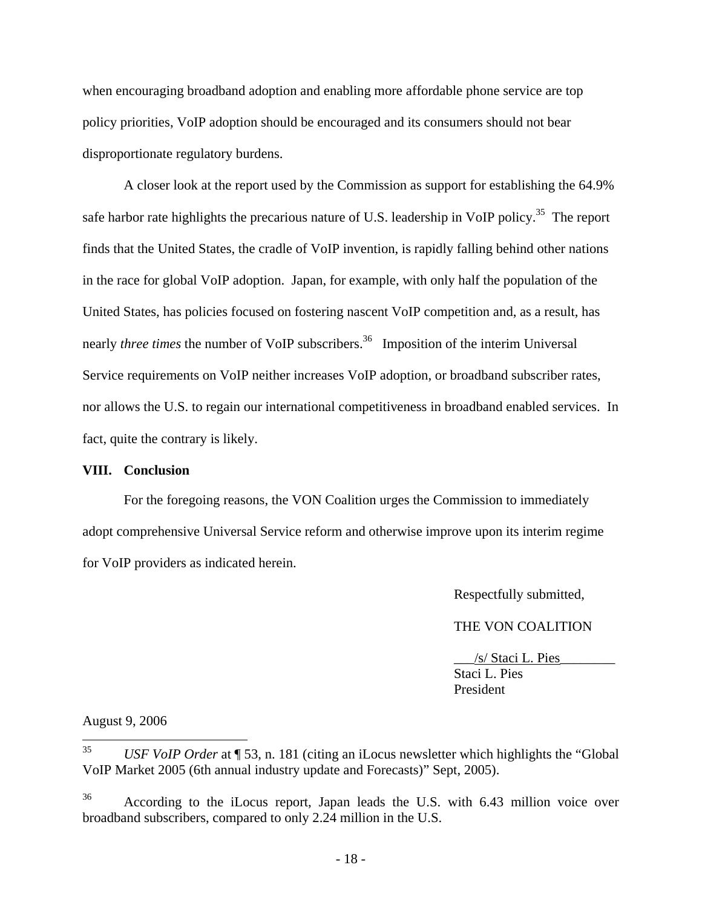when encouraging broadband adoption and enabling more affordable phone service are top policy priorities, VoIP adoption should be encouraged and its consumers should not bear disproportionate regulatory burdens.

A closer look at the report used by the Commission as support for establishing the 64.9% safe harbor rate highlights the precarious nature of U.S. leadership in VoIP policy.[35] The report finds that the United States, the cradle of VoIP invention, is rapidly falling behind other nations in the race for global VoIP adoption. Japan, for example, with only half the population of the United States, has policies focused on fostering nascent VoIP competition and, as a result, has nearly *three times* the number of VoIP subscribers.[36] Imposition of the interim Universal Service requirements on VoIP neither increases VoIP adoption, or broadband subscriber rates, nor allows the U.S. to regain our international competitiveness in broadband enabled services. In fact, quite the contrary is likely.

**VIII. Conclusion**

For the foregoing reasons, the VON Coalition urges the Commission to immediately adopt comprehensive Universal Service reform and otherwise improve upon its interim regime for VoIP providers as indicated herein.

Respectfully submitted,

THE VON COALITION

\_\_\_/s/ Staci L. Pies\_\_\_\_\_\_\_\_
Staci L. Pies
President

August 9, 2006

---

[35] *USF VoIP Order* at ¶ 53, n. 181 (citing an iLocus newsletter which highlights the "Global VoIP Market 2005 (6th annual industry update and Forecasts)" Sept, 2005).

[36] According to the iLocus report, Japan leads the U.S. with 6.43 million voice over broadband subscribers, compared to only 2.24 million in the U.S.